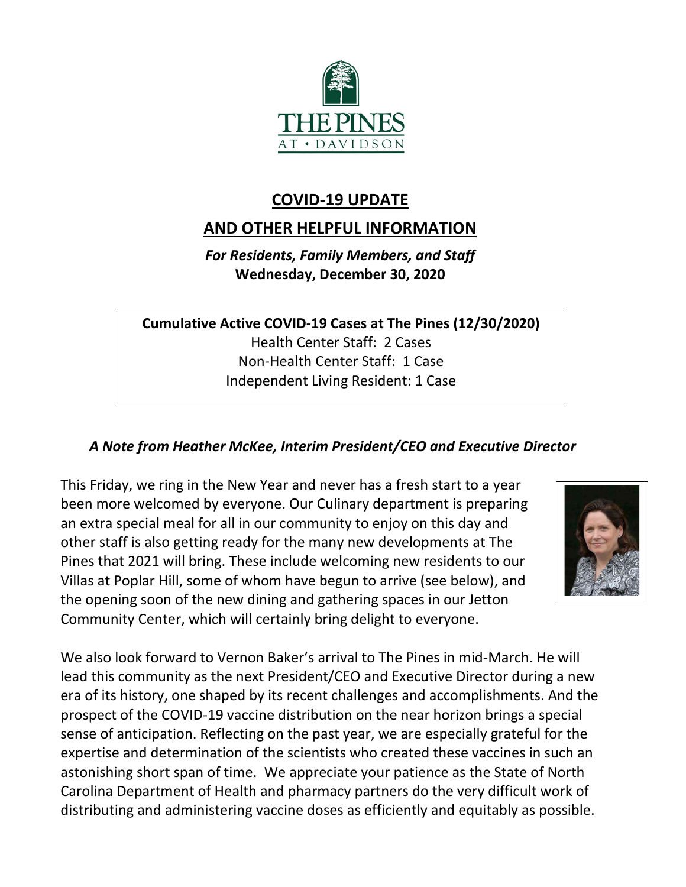# COVID-19 UPDATE

## AND OTHER HELPFUL INFORMATION

***For Residents, Family Members, and Staff***
**Wednesday, December 30, 2020**

**Cumulative Active COVID-19 Cases at The Pines (12/30/2020)**
Health Center Staff: 2 Cases
Non-Health Center Staff: 1 Case
Independent Living Resident: 1 Case

### *A Note from Heather McKee, Interim President/CEO and Executive Director*

This Friday, we ring in the New Year and never has a fresh start to a year been more welcomed by everyone. Our Culinary department is preparing an extra special meal for all in our community to enjoy on this day and other staff is also getting ready for the many new developments at The Pines that 2021 will bring. These include welcoming new residents to our Villas at Poplar Hill, some of whom have begun to arrive (see below), and the opening soon of the new dining and gathering spaces in our Jetton Community Center, which will certainly bring delight to everyone.

We also look forward to Vernon Baker's arrival to The Pines in mid-March. He will lead this community as the next President/CEO and Executive Director during a new era of its history, one shaped by its recent challenges and accomplishments. And the prospect of the COVID-19 vaccine distribution on the near horizon brings a special sense of anticipation. Reflecting on the past year, we are especially grateful for the expertise and determination of the scientists who created these vaccines in such an astonishing short span of time. We appreciate your patience as the State of North Carolina Department of Health and pharmacy partners do the very difficult work of distributing and administering vaccine doses as efficiently and equitably as possible.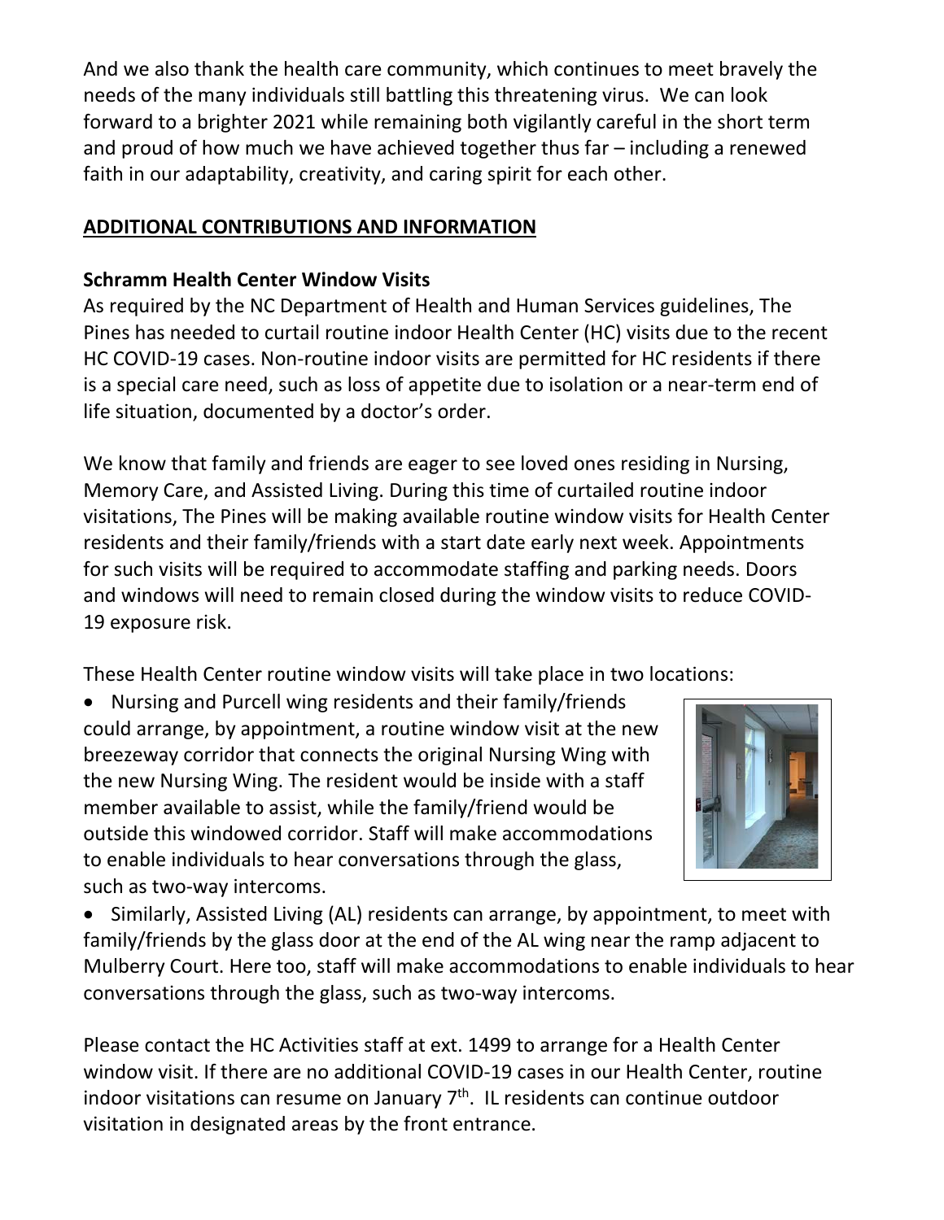And we also thank the health care community, which continues to meet bravely the needs of the many individuals still battling this threatening virus. We can look forward to a brighter 2021 while remaining both vigilantly careful in the short term and proud of how much we have achieved together thus far – including a renewed faith in our adaptability, creativity, and caring spirit for each other.

## ADDITIONAL CONTRIBUTIONS AND INFORMATION

### Schramm Health Center Window Visits

As required by the NC Department of Health and Human Services guidelines, The Pines has needed to curtail routine indoor Health Center (HC) visits due to the recent HC COVID-19 cases. Non-routine indoor visits are permitted for HC residents if there is a special care need, such as loss of appetite due to isolation or a near-term end of life situation, documented by a doctor's order.

We know that family and friends are eager to see loved ones residing in Nursing, Memory Care, and Assisted Living. During this time of curtailed routine indoor visitations, The Pines will be making available routine window visits for Health Center residents and their family/friends with a start date early next week. Appointments for such visits will be required to accommodate staffing and parking needs. Doors and windows will need to remain closed during the window visits to reduce COVID-19 exposure risk.

These Health Center routine window visits will take place in two locations:

- Nursing and Purcell wing residents and their family/friends could arrange, by appointment, a routine window visit at the new breezeway corridor that connects the original Nursing Wing with the new Nursing Wing. The resident would be inside with a staff member available to assist, while the family/friend would be outside this windowed corridor. Staff will make accommodations to enable individuals to hear conversations through the glass, such as two-way intercoms.
- Similarly, Assisted Living (AL) residents can arrange, by appointment, to meet with family/friends by the glass door at the end of the AL wing near the ramp adjacent to Mulberry Court. Here too, staff will make accommodations to enable individuals to hear conversations through the glass, such as two-way intercoms.

Please contact the HC Activities staff at ext. 1499 to arrange for a Health Center window visit. If there are no additional COVID-19 cases in our Health Center, routine indoor visitations can resume on January 7th. IL residents can continue outdoor visitation in designated areas by the front entrance.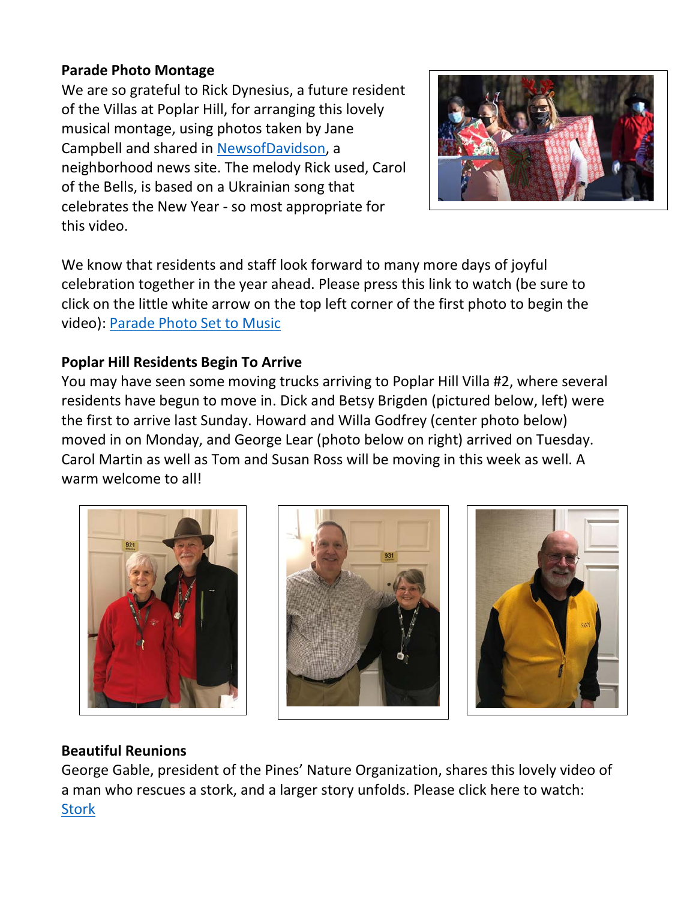**Parade Photo Montage**

We are so grateful to Rick Dynesius, a future resident of the Villas at Poplar Hill, for arranging this lovely musical montage, using photos taken by Jane Campbell and shared in [NewsofDavidson](), a neighborhood news site. The melody Rick used, Carol of the Bells, is based on a Ukrainian song that celebrates the New Year - so most appropriate for this video.

We know that residents and staff look forward to many more days of joyful celebration together in the year ahead. Please press this link to watch (be sure to click on the little white arrow on the top left corner of the first photo to begin the video): [Parade Photo Set to Music]()

**Poplar Hill Residents Begin To Arrive**

You may have seen some moving trucks arriving to Poplar Hill Villa #2, where several residents have begun to move in. Dick and Betsy Brigden (pictured below, left) were the first to arrive last Sunday. Howard and Willa Godfrey (center photo below) moved in on Monday, and George Lear (photo below on right) arrived on Tuesday. Carol Martin as well as Tom and Susan Ross will be moving in this week as well. A warm welcome to all!

**Beautiful Reunions**

George Gable, president of the Pines' Nature Organization, shares this lovely video of a man who rescues a stork, and a larger story unfolds. Please click here to watch: [Stork]()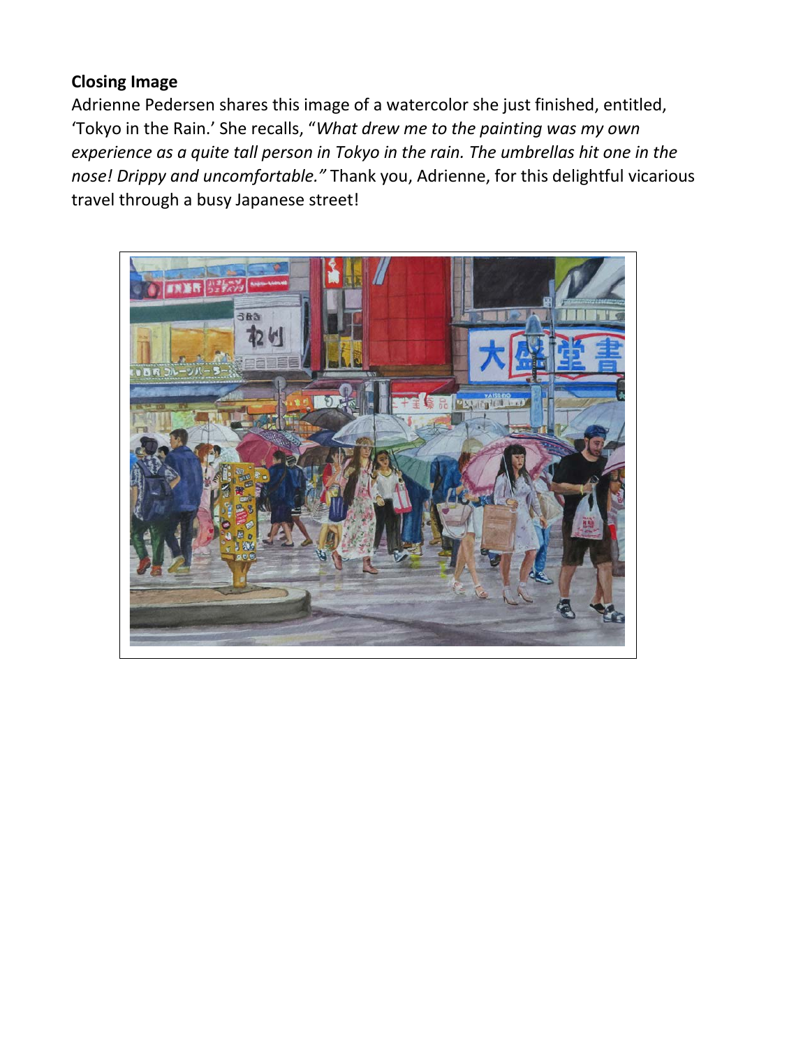**Closing Image**

Adrienne Pedersen shares this image of a watercolor she just finished, entitled, 'Tokyo in the Rain.' She recalls, "*What drew me to the painting was my own experience as a quite tall person in Tokyo in the rain. The umbrellas hit one in the nose! Drippy and uncomfortable."* Thank you, Adrienne, for this delightful vicarious travel through a busy Japanese street!